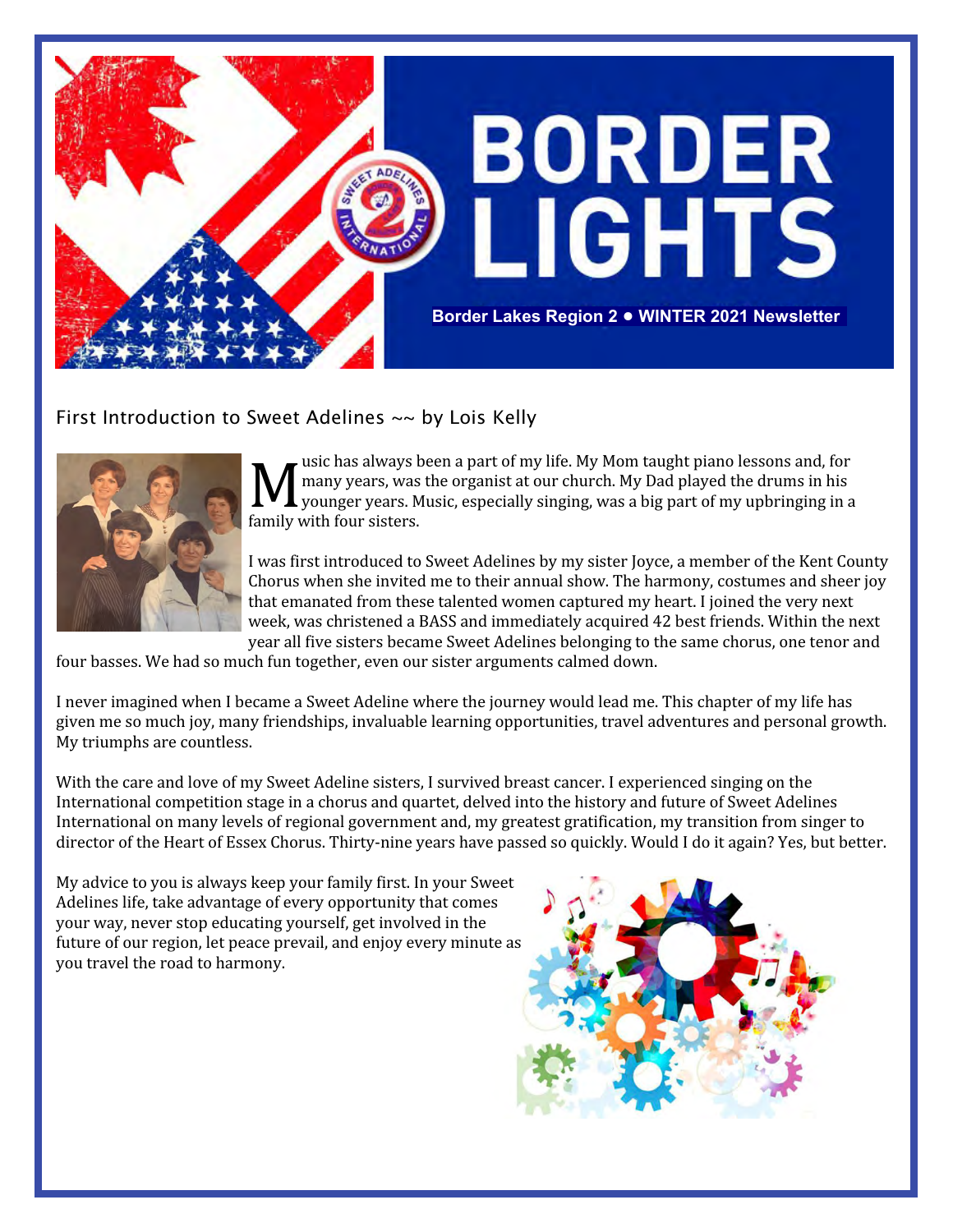# BORDER LIGHTS

**Border Lakes Region 2 • WINTER 2021 Newsletter**

## First Introduction to Sweet Adelines ~~ by Lois Kelly

Music has always been a part of my life. My Mom taught piano lessons and, for many years, was the organist at our church. My Dad played the drums in his younger years. Music, especially singing, was a big part of my upbringing in a family with four sisters.

I was first introduced to Sweet Adelines by my sister Joyce, a member of the Kent County Chorus when she invited me to their annual show. The harmony, costumes and sheer joy that emanated from these talented women captured my heart. I joined the very next week, was christened a BASS and immediately acquired 42 best friends. Within the next year all five sisters became Sweet Adelines belonging to the same chorus, one tenor and four basses. We had so much fun together, even our sister arguments calmed down.

I never imagined when I became a Sweet Adeline where the journey would lead me. This chapter of my life has given me so much joy, many friendships, invaluable learning opportunities, travel adventures and personal growth. My triumphs are countless.

With the care and love of my Sweet Adeline sisters, I survived breast cancer. I experienced singing on the International competition stage in a chorus and quartet, delved into the history and future of Sweet Adelines International on many levels of regional government and, my greatest gratification, my transition from singer to director of the Heart of Essex Chorus. Thirty-nine years have passed so quickly. Would I do it again? Yes, but better.

My advice to you is always keep your family first. In your Sweet Adelines life, take advantage of every opportunity that comes your way, never stop educating yourself, get involved in the future of our region, let peace prevail, and enjoy every minute as you travel the road to harmony.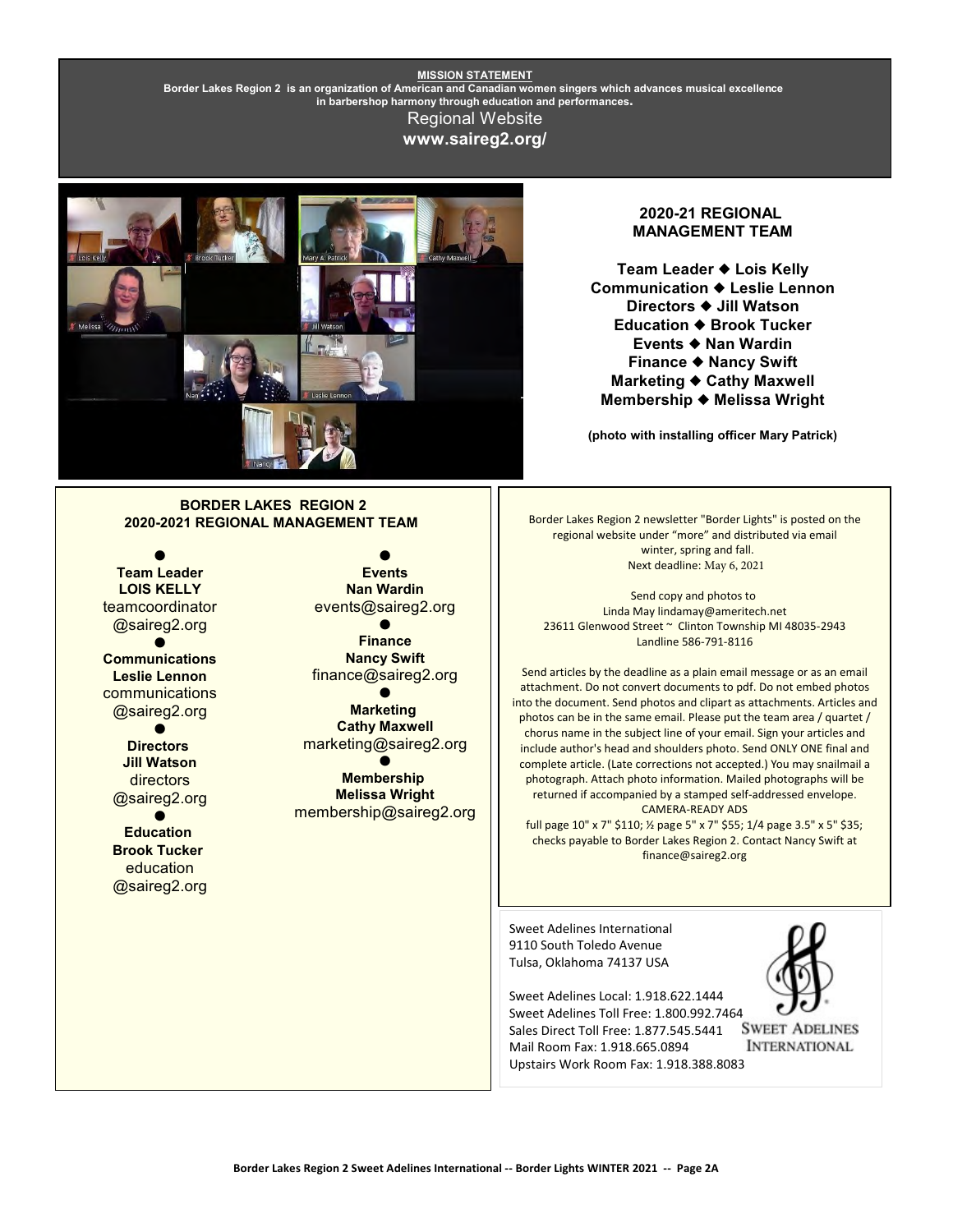**MISSION STATEMENT**

**Border Lakes Region 2 is an organization of American and Canadian women singers which advances musical excellence in barbershop harmony through education and performances.**

Regional Website

**www.saireg2.org/**

## 2020-21 REGIONAL MANAGEMENT TEAM

**Team Leader ◆ Lois Kelly**
**Communication ◆ Leslie Lennon**
**Directors ◆ Jill Watson**
**Education ◆ Brook Tucker**
**Events ◆ Nan Wardin**
**Finance ◆ Nancy Swift**
**Marketing ◆ Cathy Maxwell**
**Membership ◆ Melissa Wright**

**(photo with installing officer Mary Patrick)**

## BORDER LAKES REGION 2 2020-2021 REGIONAL MANAGEMENT TEAM

●
**Team Leader**
**LOIS KELLY**
teamcoordinator@saireg2.org

●
**Communications**
**Leslie Lennon**
communications@saireg2.org

●
**Directors**
**Jill Watson**
directors@saireg2.org

●
**Education**
**Brook Tucker**
education@saireg2.org

●
**Events**
**Nan Wardin**
events@saireg2.org

●
**Finance**
**Nancy Swift**
finance@saireg2.org

●
**Marketing**
**Cathy Maxwell**
marketing@saireg2.org

●
**Membership**
**Melissa Wright**
membership@saireg2.org

Border Lakes Region 2 newsletter "Border Lights" is posted on the regional website under "more" and distributed via email winter, spring and fall.
Next deadline: May 6, 2021

Send copy and photos to
Linda May lindamay@ameritech.net
23611 Glenwood Street ~ Clinton Township MI 48035-2943
Landline 586-791-8116

Send articles by the deadline as a plain email message or as an email attachment. Do not convert documents to pdf. Do not embed photos into the document. Send photos and clipart as attachments. Articles and photos can be in the same email. Please put the team area / quartet / chorus name in the subject line of your email. Sign your articles and include author's head and shoulders photo. Send ONLY ONE final and complete article. (Late corrections not accepted.) You may snailmail a photograph. Attach photo information. Mailed photographs will be returned if accompanied by a stamped self-addressed envelope.
CAMERA-READY ADS
full page 10" x 7" $110; ½ page 5" x 7" $55; 1/4 page 3.5" x 5" $35; checks payable to Border Lakes Region 2. Contact Nancy Swift at finance@saireg2.org

Sweet Adelines International
9110 South Toledo Avenue
Tulsa, Oklahoma 74137 USA

Sweet Adelines Local: 1.918.622.1444
Sweet Adelines Toll Free: 1.800.992.7464
Sales Direct Toll Free: 1.877.545.5441
Mail Room Fax: 1.918.665.0894
Upstairs Work Room Fax: 1.918.388.8083

SWEET ADELINES INTERNATIONAL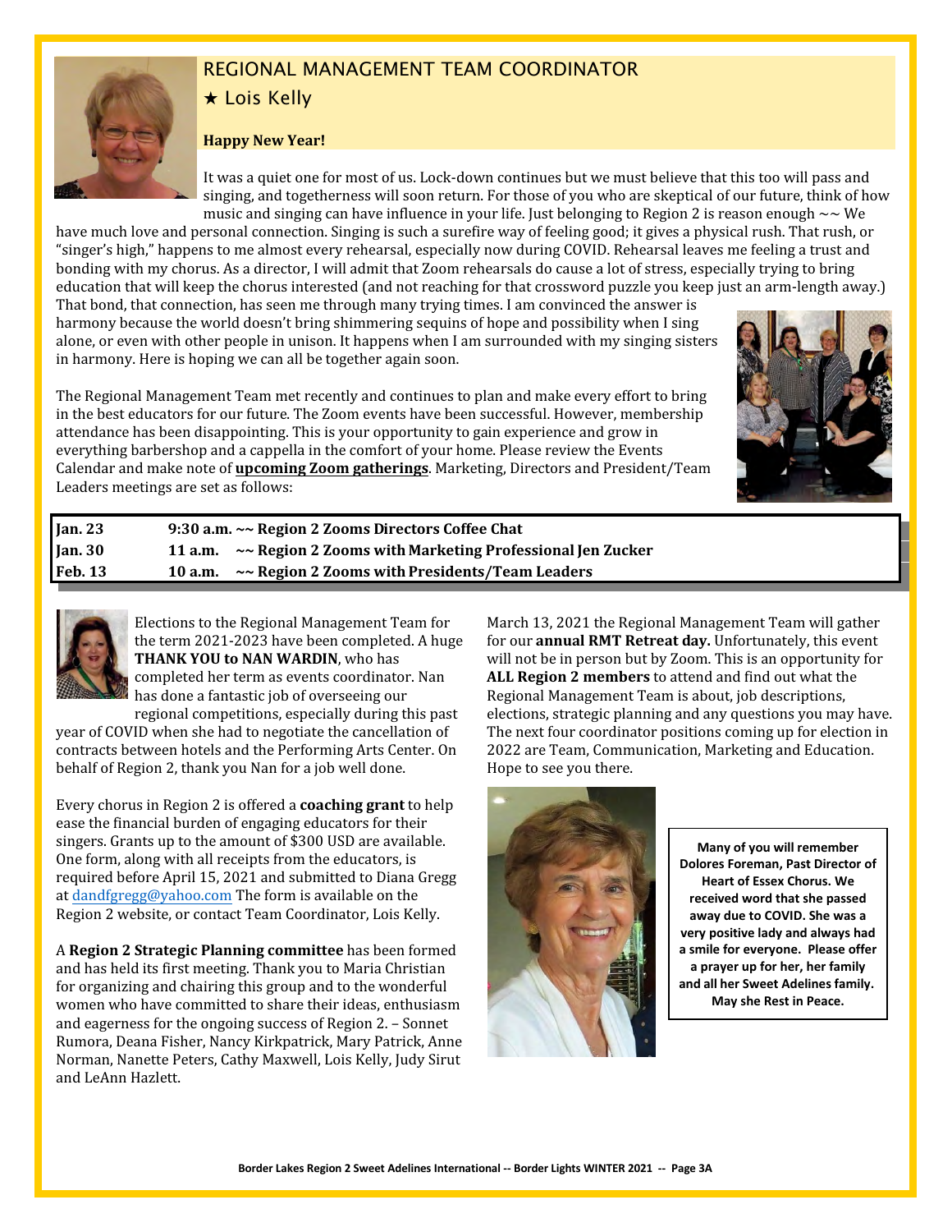## REGIONAL MANAGEMENT TEAM COORDINATOR

★ Lois Kelly

**Happy New Year!**

It was a quiet one for most of us. Lock-down continues but we must believe that this too will pass and singing, and togetherness will soon return. For those of you who are skeptical of our future, think of how music and singing can have influence in your life. Just belonging to Region 2 is reason enough ~~ We have much love and personal connection. Singing is such a surefire way of feeling good; it gives a physical rush. That rush, or "singer's high," happens to me almost every rehearsal, especially now during COVID. Rehearsal leaves me feeling a trust and bonding with my chorus. As a director, I will admit that Zoom rehearsals do cause a lot of stress, especially trying to bring education that will keep the chorus interested (and not reaching for that crossword puzzle you keep just an arm-length away.) That bond, that connection, has seen me through many trying times. I am convinced the answer is harmony because the world doesn't bring shimmering sequins of hope and possibility when I sing alone, or even with other people in unison. It happens when I am surrounded with my singing sisters in harmony. Here is hoping we can all be together again soon.

The Regional Management Team met recently and continues to plan and make every effort to bring in the best educators for our future. The Zoom events have been successful. However, membership attendance has been disappointing. This is your opportunity to gain experience and grow in everything barbershop and a cappella in the comfort of your home. Please review the Events Calendar and make note of **upcoming Zoom gatherings**. Marketing, Directors and President/Team Leaders meetings are set as follows:

| | |
|---|---|
| **Jan. 23** | **9:30 a.m. ~~ Region 2 Zooms Directors Coffee Chat** |
| **Jan. 30** | **11 a.m. ~~ Region 2 Zooms with Marketing Professional Jen Zucker** |
| **Feb. 13** | **10 a.m. ~~ Region 2 Zooms with Presidents/Team Leaders** |

Elections to the Regional Management Team for the term 2021-2023 have been completed. A huge **THANK YOU to NAN WARDIN**, who has completed her term as events coordinator. Nan has done a fantastic job of overseeing our regional competitions, especially during this past year of COVID when she had to negotiate the cancellation of contracts between hotels and the Performing Arts Center. On behalf of Region 2, thank you Nan for a job well done.

Every chorus in Region 2 is offered a **coaching grant** to help ease the financial burden of engaging educators for their singers. Grants up to the amount of $300 USD are available. One form, along with all receipts from the educators, is required before April 15, 2021 and submitted to Diana Gregg at dandfgregg@yahoo.com The form is available on the Region 2 website, or contact Team Coordinator, Lois Kelly.

A **Region 2 Strategic Planning committee** has been formed and has held its first meeting. Thank you to Maria Christian for organizing and chairing this group and to the wonderful women who have committed to share their ideas, enthusiasm and eagerness for the ongoing success of Region 2. – Sonnet Rumora, Deana Fisher, Nancy Kirkpatrick, Mary Patrick, Anne Norman, Nanette Peters, Cathy Maxwell, Lois Kelly, Judy Sirut and LeAnn Hazlett.

March 13, 2021 the Regional Management Team will gather for our **annual RMT Retreat day.** Unfortunately, this event will not be in person but by Zoom. This is an opportunity for **ALL Region 2 members** to attend and find out what the Regional Management Team is about, job descriptions, elections, strategic planning and any questions you may have. The next four coordinator positions coming up for election in 2022 are Team, Communication, Marketing and Education. Hope to see you there.

**Many of you will remember Dolores Foreman, Past Director of Heart of Essex Chorus. We received word that she passed away due to COVID. She was a very positive lady and always had a smile for everyone. Please offer a prayer up for her, her family and all her Sweet Adelines family. May she Rest in Peace.**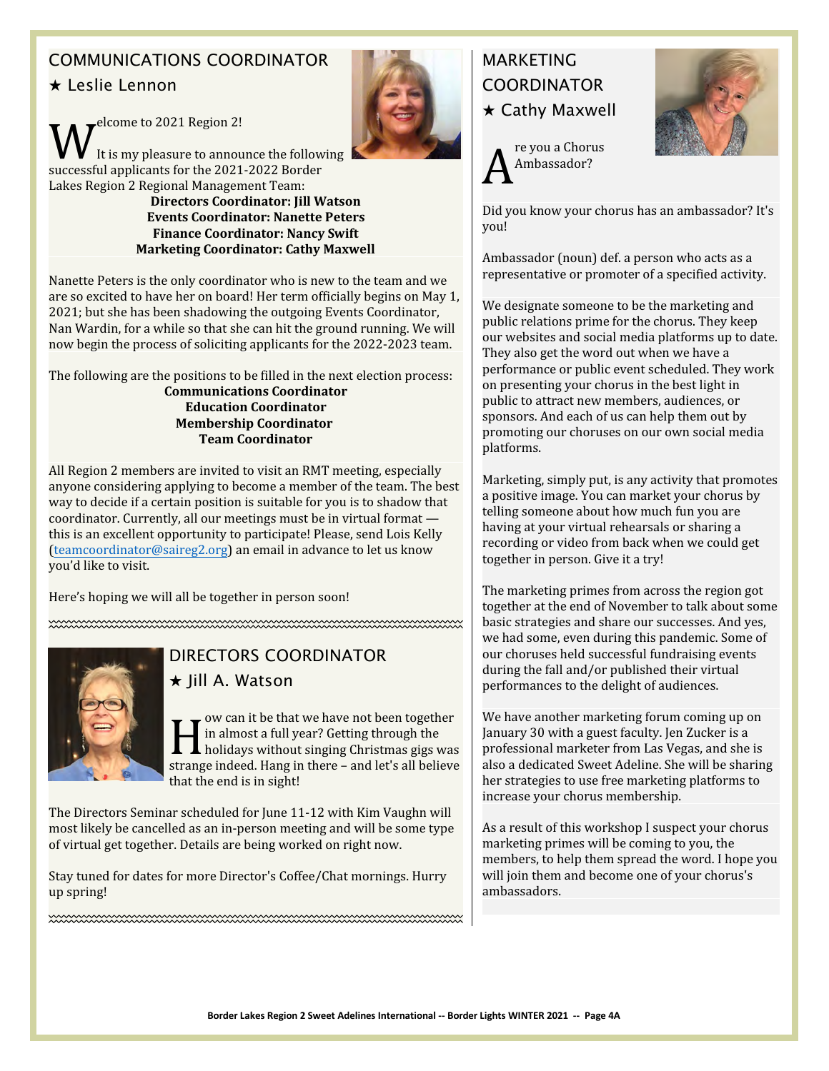## COMMUNICATIONS COORDINATOR
## ★ Leslie Lennon

Welcome to 2021 Region 2!

It is my pleasure to announce the following successful applicants for the 2021-2022 Border Lakes Region 2 Regional Management Team:

**Directors Coordinator: Jill Watson**
**Events Coordinator: Nanette Peters**
**Finance Coordinator: Nancy Swift**
**Marketing Coordinator: Cathy Maxwell**

Nanette Peters is the only coordinator who is new to the team and we are so excited to have her on board! Her term officially begins on May 1, 2021; but she has been shadowing the outgoing Events Coordinator, Nan Wardin, for a while so that she can hit the ground running. We will now begin the process of soliciting applicants for the 2022-2023 team.

The following are the positions to be filled in the next election process:

**Communications Coordinator**
**Education Coordinator**
**Membership Coordinator**
**Team Coordinator**

All Region 2 members are invited to visit an RMT meeting, especially anyone considering applying to become a member of the team. The best way to decide if a certain position is suitable for you is to shadow that coordinator. Currently, all our meetings must be in virtual format — this is an excellent opportunity to participate! Please, send Lois Kelly (teamcoordinator@saireg2.org) an email in advance to let us know you'd like to visit.

Here's hoping we will all be together in person soon!

## DIRECTORS COORDINATOR
## ★ Jill A. Watson

How can it be that we have not been together in almost a full year? Getting through the holidays without singing Christmas gigs was strange indeed. Hang in there – and let's all believe that the end is in sight!

The Directors Seminar scheduled for June 11-12 with Kim Vaughn will most likely be cancelled as an in-person meeting and will be some type of virtual get together. Details are being worked on right now.

Stay tuned for dates for more Director's Coffee/Chat mornings. Hurry up spring!

## MARKETING COORDINATOR
## ★ Cathy Maxwell

Are you a Chorus Ambassador?

Did you know your chorus has an ambassador? It's you!

Ambassador (noun) def. a person who acts as a representative or promoter of a specified activity.

We designate someone to be the marketing and public relations prime for the chorus. They keep our websites and social media platforms up to date. They also get the word out when we have a performance or public event scheduled. They work on presenting your chorus in the best light in public to attract new members, audiences, or sponsors. And each of us can help them out by promoting our choruses on our own social media platforms.

Marketing, simply put, is any activity that promotes a positive image. You can market your chorus by telling someone about how much fun you are having at your virtual rehearsals or sharing a recording or video from back when we could get together in person. Give it a try!

The marketing primes from across the region got together at the end of November to talk about some basic strategies and share our successes. And yes, we had some, even during this pandemic. Some of our choruses held successful fundraising events during the fall and/or published their virtual performances to the delight of audiences.

We have another marketing forum coming up on January 30 with a guest faculty. Jen Zucker is a professional marketer from Las Vegas, and she is also a dedicated Sweet Adeline. She will be sharing her strategies to use free marketing platforms to increase your chorus membership.

As a result of this workshop I suspect your chorus marketing primes will be coming to you, the members, to help them spread the word. I hope you will join them and become one of your chorus's ambassadors.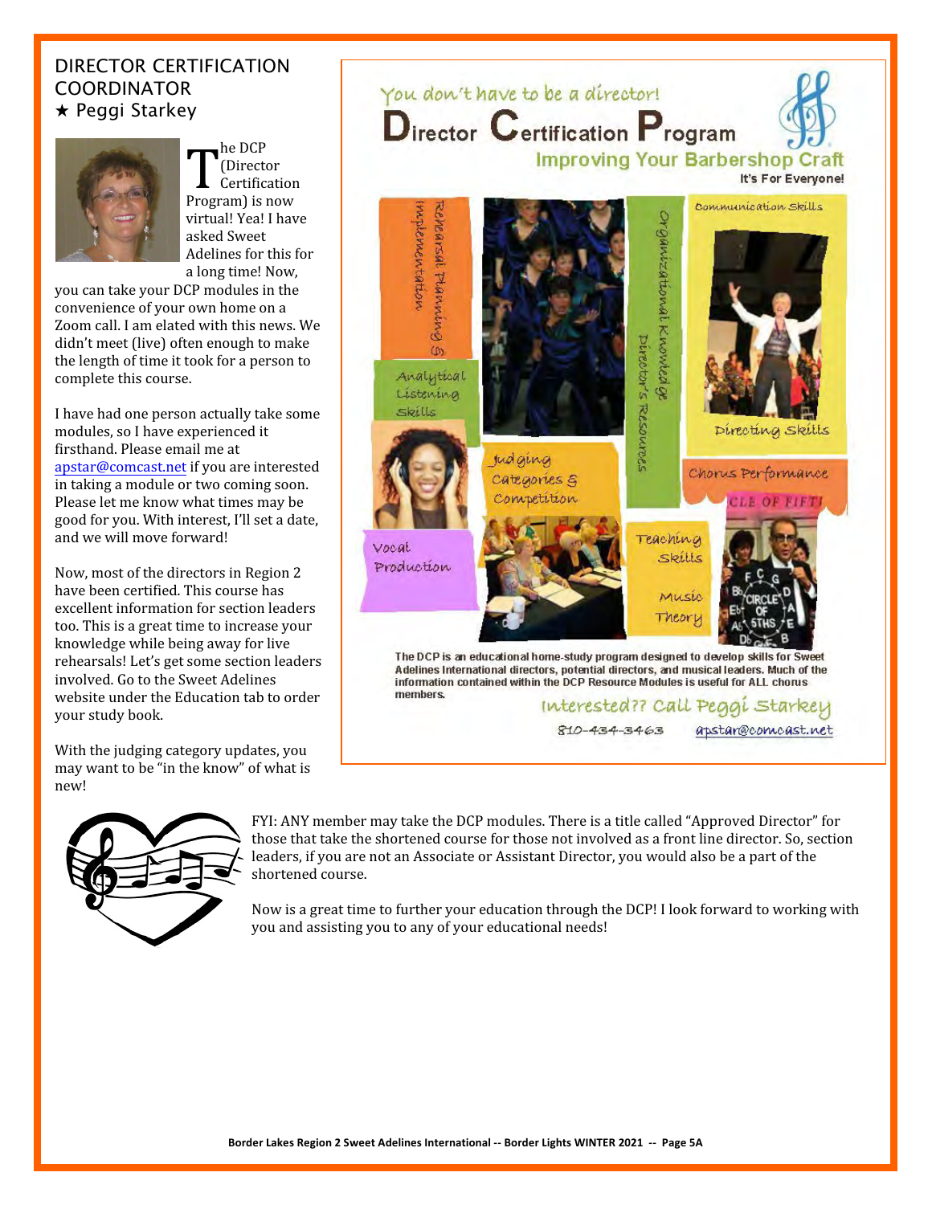## DIRECTOR CERTIFICATION COORDINATOR
★ Peggi Starkey

The DCP (Director Certification Program) is now virtual! Yea! I have asked Sweet Adelines for this for a long time! Now, you can take your DCP modules in the convenience of your own home on a Zoom call. I am elated with this news. We didn't meet (live) often enough to make the length of time it took for a person to complete this course.

I have had one person actually take some modules, so I have experienced it firsthand. Please email me at apstar@comcast.net if you are interested in taking a module or two coming soon. Please let me know what times may be good for you. With interest, I'll set a date, and we will move forward!

Now, most of the directors in Region 2 have been certified. This course has excellent information for section leaders too. This is a great time to increase your knowledge while being away for live rehearsals! Let's get some section leaders involved. Go to the Sweet Adelines website under the Education tab to order your study book.

With the judging category updates, you may want to be "in the know" of what is new!

You don't have to be a director!

**Director Certification Program**

**Improving Your Barbershop Craft**

**It's For Everyone!**

Rehearsal Planning & Implementation · Organizational Knowledge · Director's Resources · Communication Skills · Analytical Listening Skills · Directing Skills · Judging Categories & Competition · Chorus Performance · Vocal Production · Teaching Skills · Music Theory

The DCP is an educational home-study program designed to develop skills for Sweet Adelines International directors, potential directors, and musical leaders. Much of the information contained within the DCP Resource Modules is useful for ALL chorus members.

Interested?? Call Peggi Starkey

810-434-3463 apstar@comcast.net

FYI: ANY member may take the DCP modules. There is a title called "Approved Director" for those that take the shortened course for those not involved as a front line director. So, section leaders, if you are not an Associate or Assistant Director, you would also be a part of the shortened course.

Now is a great time to further your education through the DCP! I look forward to working with you and assisting you to any of your educational needs!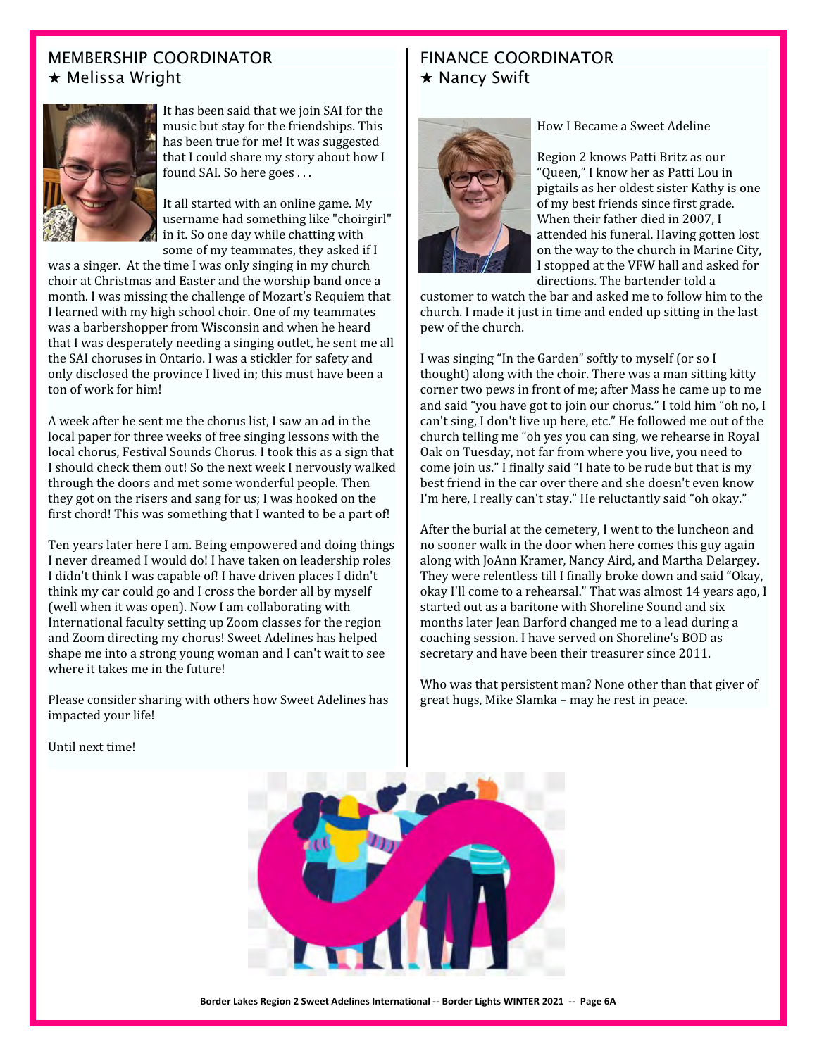## MEMBERSHIP COORDINATOR
★ Melissa Wright

It has been said that we join SAI for the music but stay for the friendships. This has been true for me! It was suggested that I could share my story about how I found SAI. So here goes . . .

It all started with an online game. My username had something like "choirgirl" in it. So one day while chatting with some of my teammates, they asked if I was a singer. At the time I was only singing in my church choir at Christmas and Easter and the worship band once a month. I was missing the challenge of Mozart's Requiem that I learned with my high school choir. One of my teammates was a barbershopper from Wisconsin and when he heard that I was desperately needing a singing outlet, he sent me all the SAI choruses in Ontario. I was a stickler for safety and only disclosed the province I lived in; this must have been a ton of work for him!

A week after he sent me the chorus list, I saw an ad in the local paper for three weeks of free singing lessons with the local chorus, Festival Sounds Chorus. I took this as a sign that I should check them out! So the next week I nervously walked through the doors and met some wonderful people. Then they got on the risers and sang for us; I was hooked on the first chord! This was something that I wanted to be a part of!

Ten years later here I am. Being empowered and doing things I never dreamed I would do! I have taken on leadership roles I didn't think I was capable of! I have driven places I didn't think my car could go and I cross the border all by myself (well when it was open). Now I am collaborating with International faculty setting up Zoom classes for the region and Zoom directing my chorus! Sweet Adelines has helped shape me into a strong young woman and I can't wait to see where it takes me in the future!

Please consider sharing with others how Sweet Adelines has impacted your life!

Until next time!

## FINANCE COORDINATOR
★ Nancy Swift

How I Became a Sweet Adeline

Region 2 knows Patti Britz as our "Queen," I know her as Patti Lou in pigtails as her oldest sister Kathy is one of my best friends since first grade. When their father died in 2007, I attended his funeral. Having gotten lost on the way to the church in Marine City, I stopped at the VFW hall and asked for directions. The bartender told a customer to watch the bar and asked me to follow him to the church. I made it just in time and ended up sitting in the last pew of the church.

I was singing "In the Garden" softly to myself (or so I thought) along with the choir. There was a man sitting kitty corner two pews in front of me; after Mass he came up to me and said "you have got to join our chorus." I told him "oh no, I can't sing, I don't live up here, etc." He followed me out of the church telling me "oh yes you can sing, we rehearse in Royal Oak on Tuesday, not far from where you live, you need to come join us." I finally said "I hate to be rude but that is my best friend in the car over there and she doesn't even know I'm here, I really can't stay." He reluctantly said "oh okay."

After the burial at the cemetery, I went to the luncheon and no sooner walk in the door when here comes this guy again along with JoAnn Kramer, Nancy Aird, and Martha Delargey. They were relentless till I finally broke down and said "Okay, okay I'll come to a rehearsal." That was almost 14 years ago, I started out as a baritone with Shoreline Sound and six months later Jean Barford changed me to a lead during a coaching session. I have served on Shoreline's BOD as secretary and have been their treasurer since 2011.

Who was that persistent man? None other than that giver of great hugs, Mike Slamka – may he rest in peace.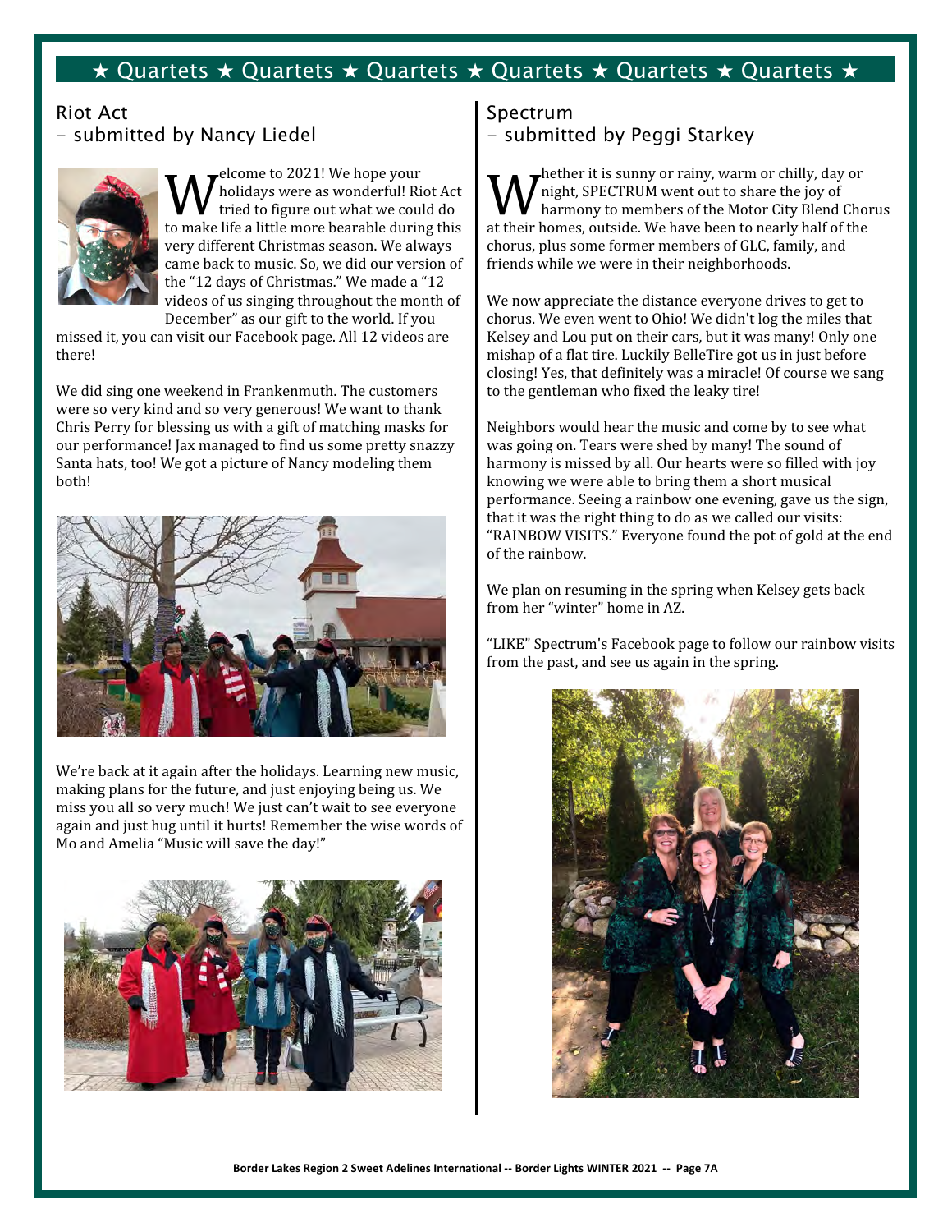# ★ Quartets ★ Quartets ★ Quartets ★ Quartets ★ Quartets ★ Quartets ★

## Riot Act
## – submitted by Nancy Liedel

Welcome to 2021! We hope your holidays were as wonderful! Riot Act tried to figure out what we could do to make life a little more bearable during this very different Christmas season. We always came back to music. So, we did our version of the "12 days of Christmas." We made a "12 videos of us singing throughout the month of December" as our gift to the world. If you missed it, you can visit our Facebook page. All 12 videos are there!

We did sing one weekend in Frankenmuth. The customers were so very kind and so very generous! We want to thank Chris Perry for blessing us with a gift of matching masks for our performance! Jax managed to find us some pretty snazzy Santa hats, too! We got a picture of Nancy modeling them both!

We're back at it again after the holidays. Learning new music, making plans for the future, and just enjoying being us. We miss you all so very much! We just can't wait to see everyone again and just hug until it hurts! Remember the wise words of Mo and Amelia "Music will save the day!"

## Spectrum
## – submitted by Peggi Starkey

Whether it is sunny or rainy, warm or chilly, day or night, SPECTRUM went out to share the joy of harmony to members of the Motor City Blend Chorus at their homes, outside. We have been to nearly half of the chorus, plus some former members of GLC, family, and friends while we were in their neighborhoods.

We now appreciate the distance everyone drives to get to chorus. We even went to Ohio! We didn't log the miles that Kelsey and Lou put on their cars, but it was many! Only one mishap of a flat tire. Luckily BelleTire got us in just before closing! Yes, that definitely was a miracle! Of course we sang to the gentleman who fixed the leaky tire!

Neighbors would hear the music and come by to see what was going on. Tears were shed by many! The sound of harmony is missed by all. Our hearts were so filled with joy knowing we were able to bring them a short musical performance. Seeing a rainbow one evening, gave us the sign, that it was the right thing to do as we called our visits: "RAINBOW VISITS." Everyone found the pot of gold at the end of the rainbow.

We plan on resuming in the spring when Kelsey gets back from her "winter" home in AZ.

"LIKE" Spectrum's Facebook page to follow our rainbow visits from the past, and see us again in the spring.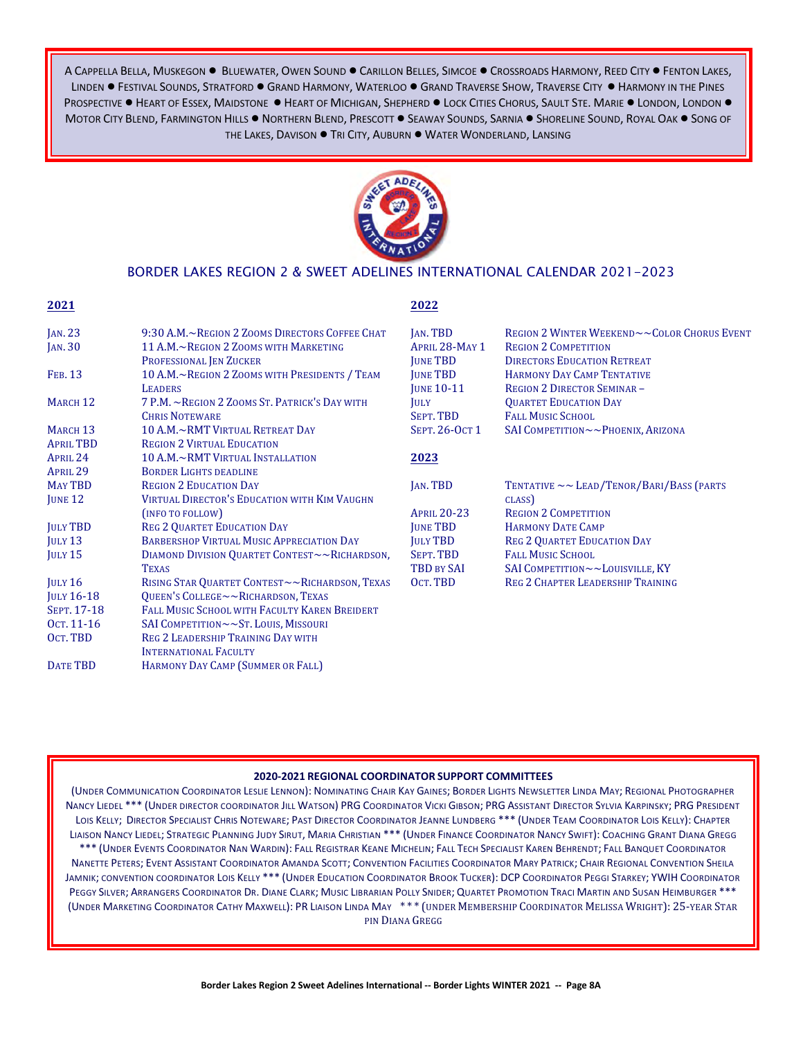A Cappella Bella, Muskegon ● Bluewater, Owen Sound ● Carillon Belles, Simcoe ● Crossroads Harmony, Reed City ● Fenton Lakes, Linden ● Festival Sounds, Stratford ● Grand Harmony, Waterloo ● Grand Traverse Show, Traverse City ● Harmony in the Pines Prospective ● Heart of Essex, Maidstone ● Heart of Michigan, Shepherd ● Lock Cities Chorus, Sault Ste. Marie ● London, London ● Motor City Blend, Farmington Hills ● Northern Blend, Prescott ● Seaway Sounds, Sarnia ● Shoreline Sound, Royal Oak ● Song of the Lakes, Davison ● Tri City, Auburn ● Water Wonderland, Lansing

## Border Lakes Region 2 & Sweet Adelines International Calendar 2021-2023

### 2021

| | |
|---|---|
| Jan. 23 | 9:30 A.M.~Region 2 Zooms Directors Coffee Chat |
| Jan. 30 | 11 A.M.~Region 2 Zooms with Marketing Professional Jen Zucker |
| Feb. 13 | 10 A.M.~Region 2 Zooms with Presidents / Team Leaders |
| March 12 | 7 P.M. ~Region 2 Zooms St. Patrick's Day with Chris Noteware |
| March 13 | 10 A.M.~RMT Virtual Retreat Day |
| April TBD | Region 2 Virtual Education |
| April 24 | 10 A.M.~RMT Virtual Installation |
| April 29 | Border Lights deadline |
| May TBD | Region 2 Education Day |
| June 12 | Virtual Director's Education with Kim Vaughn (info to follow) |
| July TBD | Reg 2 Quartet Education Day |
| July 13 | Barbershop Virtual Music Appreciation Day |
| July 15 | Diamond Division Quartet Contest~~Richardson, Texas |
| July 16 | Rising Star Quartet Contest~~Richardson, Texas |
| July 16-18 | Queen's College~~Richardson, Texas |
| Sept. 17-18 | Fall Music School with Faculty Karen Breidert |
| Oct. 11-16 | SAI Competition~~St. Louis, Missouri |
| Oct. TBD | Reg 2 Leadership Training Day with International Faculty |
| Date TBD | Harmony Day Camp (Summer or Fall) |

### 2022

| | |
|---|---|
| Jan. TBD | Region 2 Winter Weekend~~Color Chorus Event |
| April 28-May 1 | Region 2 Competition |
| June TBD | Directors Education Retreat |
| June TBD | Harmony Day Camp Tentative |
| June 10-11 | Region 2 Director Seminar – |
| July | Quartet Education Day |
| Sept. TBD | Fall Music School |
| Sept. 26-Oct 1 | SAI Competition~~Phoenix, Arizona |

### 2023

| | |
|---|---|
| Jan. TBD | Tentative ~~ Lead/Tenor/Bari/Bass (parts class) |
| April 20-23 | Region 2 Competition |
| June TBD | Harmony Date Camp |
| July TBD | Reg 2 Quartet Education Day |
| Sept. TBD | Fall Music School |
| TBD by SAI | SAI Competition~~Louisville, KY |
| Oct. TBD | Reg 2 Chapter Leadership Training |

**2020-2021 REGIONAL COORDINATOR SUPPORT COMMITTEES**

(Under Communication Coordinator Leslie Lennon): Nominating Chair Kay Gaines; Border Lights Newsletter Linda May; Regional Photographer Nancy Liedel *** (Under director coordinator Jill Watson) PRG Coordinator Vicki Gibson; PRG Assistant Director Sylvia Karpinsky; PRG President Lois Kelly; Director Specialist Chris Noteware; Past Director Coordinator Jeanne Lundberg *** (Under Team Coordinator Lois Kelly): Chapter Liaison Nancy Liedel; Strategic Planning Judy Sirut, Maria Christian *** (Under Finance Coordinator Nancy Swift): Coaching Grant Diana Gregg *** (Under Events Coordinator Nan Wardin): Fall Registrar Keane Michelin; Fall Tech Specialist Karen Behrendt; Fall Banquet Coordinator Nanette Peters; Event Assistant Coordinator Amanda Scott; Convention Facilities Coordinator Mary Patrick; Chair Regional Convention Sheila Jamnik; convention coordinator Lois Kelly *** (Under Education Coordinator Brook Tucker): DCP Coordinator Peggi Starkey; YWIH Coordinator Peggy Silver; Arrangers Coordinator Dr. Diane Clark; Music Librarian Polly Snider; Quartet Promotion Traci Martin and Susan Heimburger *** (Under Marketing Coordinator Cathy Maxwell): PR Liaison Linda May *** (under Membership Coordinator Melissa Wright): 25-year Star pin Diana Gregg